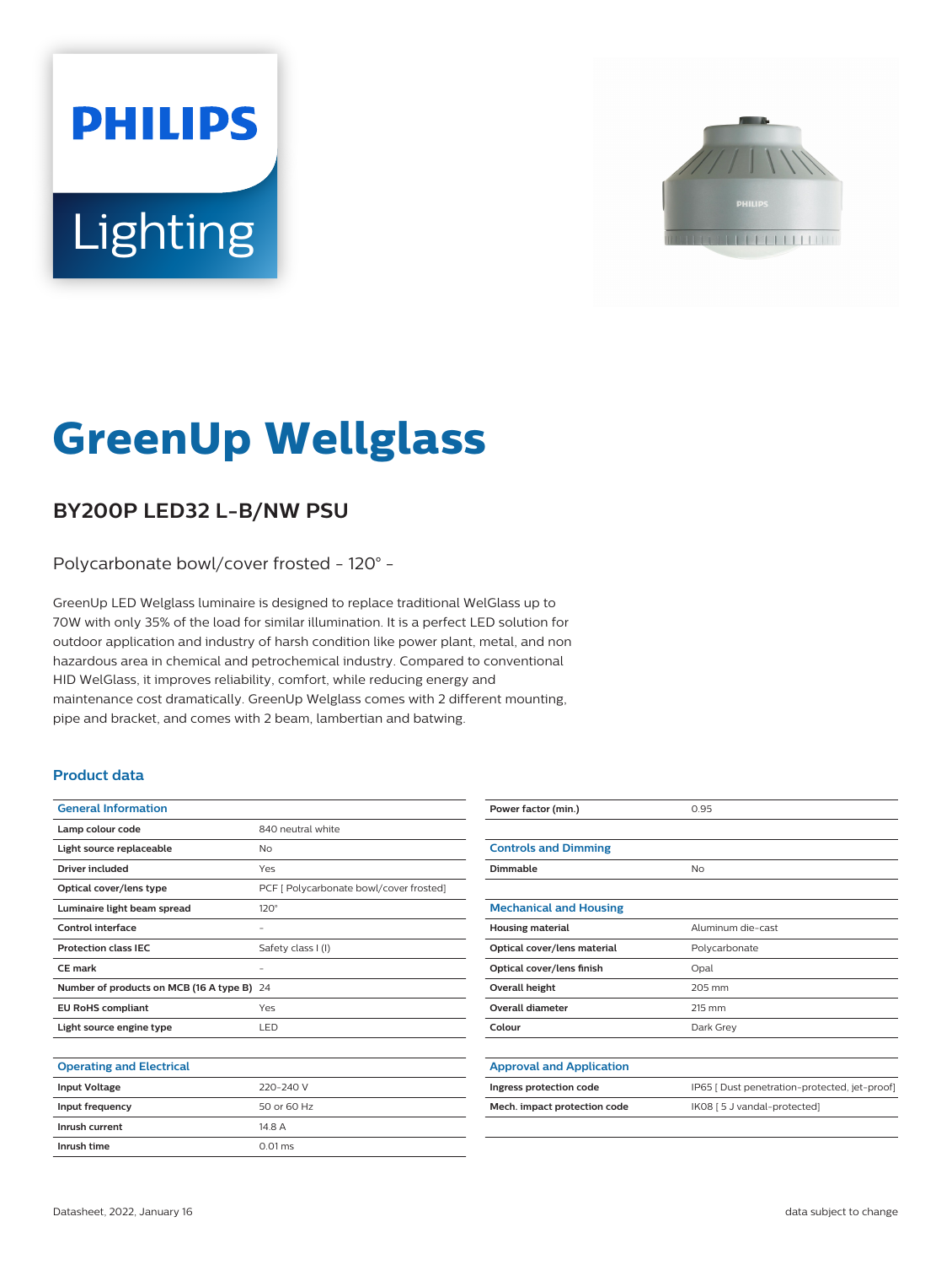PHILIPS

Lighting

# GreenUp Wellglass

## BY200P LED32 L-B/NW PSU

Polycarbonate bowl/cover frosted - 120° -

GreenUp LED Welglass luminaire is designed to replace traditional WelGlass up to 70W with only 35% of the load for similar illumination. It is a perfect LED solution for outdoor application and industry of harsh condition like power plant, metal, and non hazardous area in chemical and petrochemical industry. Compared to conventional HID WelGlass, it improves reliability, comfort, while reducing energy and maintenance cost dramatically. GreenUp Welglass comes with 2 different mounting, pipe and bracket, and comes with 2 beam, lambertian and batwing.

### Product data

| General Information | |
|---|---|
| **Lamp colour code** | 840 neutral white |
| **Light source replaceable** | No |
| **Driver included** | Yes |
| **Optical cover/lens type** | PCF [ Polycarbonate bowl/cover frosted] |
| **Luminaire light beam spread** | 120° |
| **Control interface** | - |
| **Protection class IEC** | Safety class I (I) |
| **CE mark** | - |
| **Number of products on MCB (16 A type B)** | 24 |
| **EU RoHS compliant** | Yes |
| **Light source engine type** | LED |

| Operating and Electrical | |
|---|---|
| **Input Voltage** | 220-240 V |
| **Input frequency** | 50 or 60 Hz |
| **Inrush current** | 14.8 A |
| **Inrush time** | 0.01 ms |
| **Power factor (min.)** | 0.95 |

| Controls and Dimming | |
|---|---|
| **Dimmable** | No |

| Mechanical and Housing | |
|---|---|
| **Housing material** | Aluminum die-cast |
| **Optical cover/lens material** | Polycarbonate |
| **Optical cover/lens finish** | Opal |
| **Overall height** | 205 mm |
| **Overall diameter** | 215 mm |
| **Colour** | Dark Grey |

| Approval and Application | |
|---|---|
| **Ingress protection code** | IP65 [ Dust penetration-protected, jet-proof] |
| **Mech. impact protection code** | IK08 [ 5 J vandal-protected] |

Datasheet, 2022, January 16 — data subject to change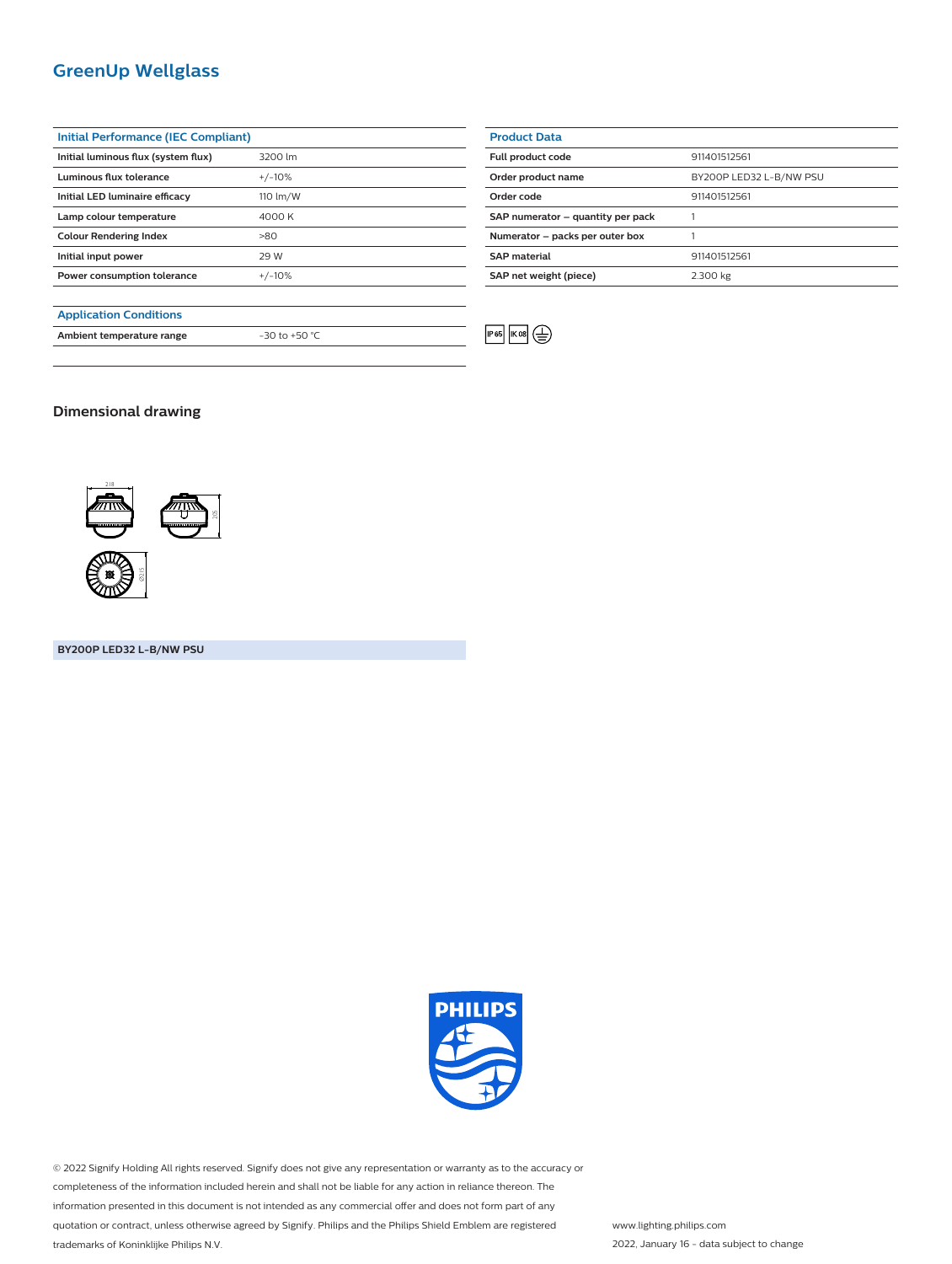# GreenUp Wellglass

| Initial Performance (IEC Compliant) | |
|---|---|
| Initial luminous flux (system flux) | 3200 lm |
| Luminous flux tolerance | +/-10% |
| Initial LED luminaire efficacy | 110 lm/W |
| Lamp colour temperature | 4000 K |
| Colour Rendering Index | >80 |
| Initial input power | 29 W |
| Power consumption tolerance | +/-10% |

| Application Conditions | |
|---|---|
| Ambient temperature range | -30 to +50 °C |

| Product Data | |
|---|---|
| Full product code | 911401512561 |
| Order product name | BY200P LED32 L-B/NW PSU |
| Order code | 911401512561 |
| SAP numerator – quantity per pack | 1 |
| Numerator – packs per outer box | 1 |
| SAP material | 911401512561 |
| SAP net weight (piece) | 2.300 kg |

IP 65 IK 08

## Dimensional drawing

218

205

Ø215

**BY200P LED32 L-B/NW PSU**

© 2022 Signify Holding All rights reserved. Signify does not give any representation or warranty as to the accuracy or completeness of the information included herein and shall not be liable for any action in reliance thereon. The information presented in this document is not intended as any commercial offer and does not form part of any quotation or contract, unless otherwise agreed by Signify. Philips and the Philips Shield Emblem are registered trademarks of Koninklijke Philips N.V.

www.lighting.philips.com

2022, January 16 - data subject to change